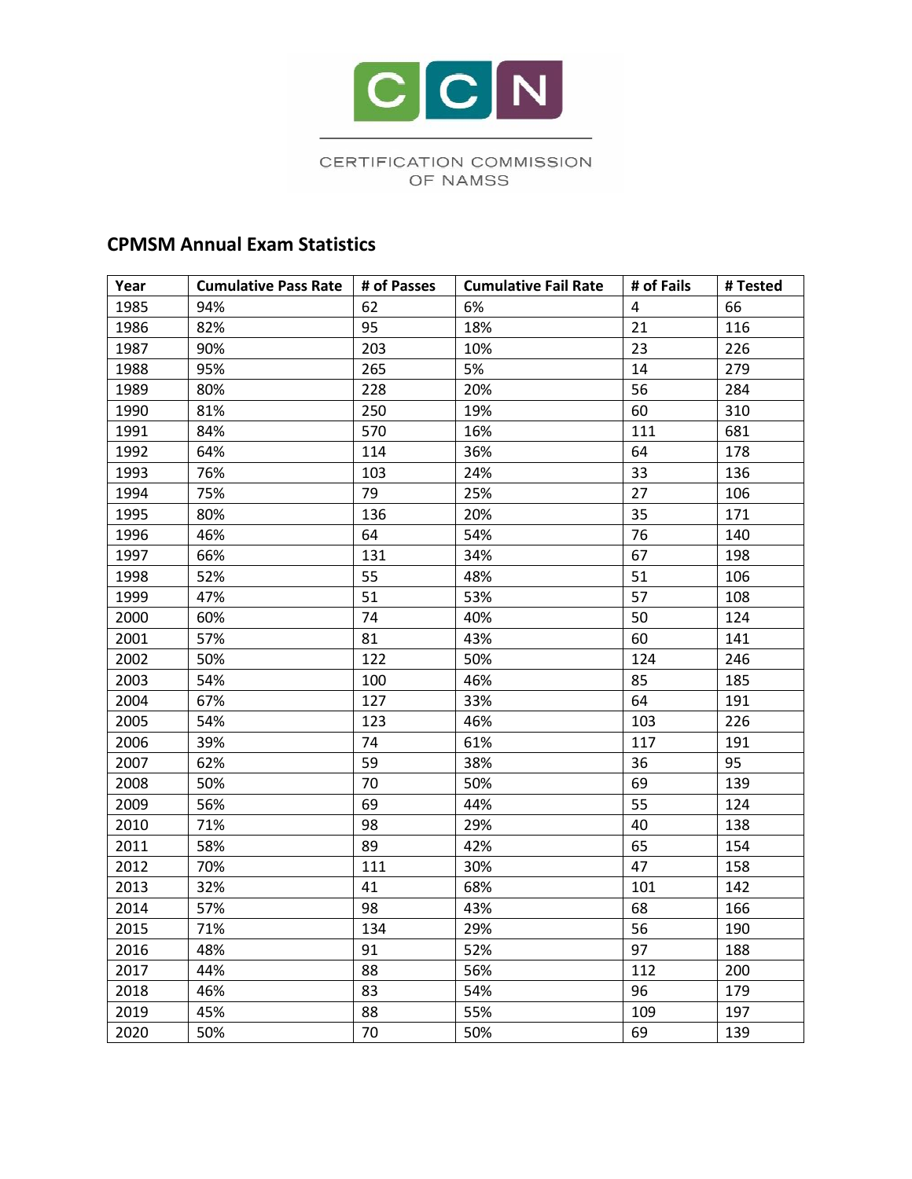CERTIFICATION COMMISSION OF NAMSS

## CPMSM Annual Exam Statistics

| Year | Cumulative Pass Rate | # of Passes | Cumulative Fail Rate | # of Fails | # Tested |
|---|---|---|---|---|---|
| 1985 | 94% | 62 | 6% | 4 | 66 |
| 1986 | 82% | 95 | 18% | 21 | 116 |
| 1987 | 90% | 203 | 10% | 23 | 226 |
| 1988 | 95% | 265 | 5% | 14 | 279 |
| 1989 | 80% | 228 | 20% | 56 | 284 |
| 1990 | 81% | 250 | 19% | 60 | 310 |
| 1991 | 84% | 570 | 16% | 111 | 681 |
| 1992 | 64% | 114 | 36% | 64 | 178 |
| 1993 | 76% | 103 | 24% | 33 | 136 |
| 1994 | 75% | 79 | 25% | 27 | 106 |
| 1995 | 80% | 136 | 20% | 35 | 171 |
| 1996 | 46% | 64 | 54% | 76 | 140 |
| 1997 | 66% | 131 | 34% | 67 | 198 |
| 1998 | 52% | 55 | 48% | 51 | 106 |
| 1999 | 47% | 51 | 53% | 57 | 108 |
| 2000 | 60% | 74 | 40% | 50 | 124 |
| 2001 | 57% | 81 | 43% | 60 | 141 |
| 2002 | 50% | 122 | 50% | 124 | 246 |
| 2003 | 54% | 100 | 46% | 85 | 185 |
| 2004 | 67% | 127 | 33% | 64 | 191 |
| 2005 | 54% | 123 | 46% | 103 | 226 |
| 2006 | 39% | 74 | 61% | 117 | 191 |
| 2007 | 62% | 59 | 38% | 36 | 95 |
| 2008 | 50% | 70 | 50% | 69 | 139 |
| 2009 | 56% | 69 | 44% | 55 | 124 |
| 2010 | 71% | 98 | 29% | 40 | 138 |
| 2011 | 58% | 89 | 42% | 65 | 154 |
| 2012 | 70% | 111 | 30% | 47 | 158 |
| 2013 | 32% | 41 | 68% | 101 | 142 |
| 2014 | 57% | 98 | 43% | 68 | 166 |
| 2015 | 71% | 134 | 29% | 56 | 190 |
| 2016 | 48% | 91 | 52% | 97 | 188 |
| 2017 | 44% | 88 | 56% | 112 | 200 |
| 2018 | 46% | 83 | 54% | 96 | 179 |
| 2019 | 45% | 88 | 55% | 109 | 197 |
| 2020 | 50% | 70 | 50% | 69 | 139 |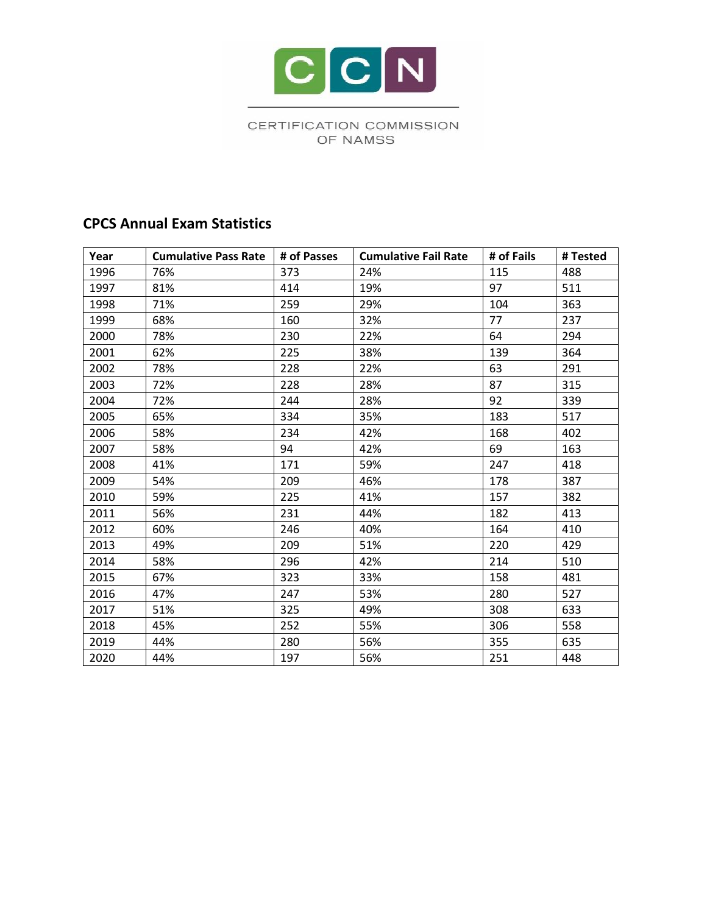CCN

CERTIFICATION COMMISSION OF NAMSS

## CPCS Annual Exam Statistics

| Year | Cumulative Pass Rate | # of Passes | Cumulative Fail Rate | # of Fails | # Tested |
|---|---|---|---|---|---|
| 1996 | 76% | 373 | 24% | 115 | 488 |
| 1997 | 81% | 414 | 19% | 97 | 511 |
| 1998 | 71% | 259 | 29% | 104 | 363 |
| 1999 | 68% | 160 | 32% | 77 | 237 |
| 2000 | 78% | 230 | 22% | 64 | 294 |
| 2001 | 62% | 225 | 38% | 139 | 364 |
| 2002 | 78% | 228 | 22% | 63 | 291 |
| 2003 | 72% | 228 | 28% | 87 | 315 |
| 2004 | 72% | 244 | 28% | 92 | 339 |
| 2005 | 65% | 334 | 35% | 183 | 517 |
| 2006 | 58% | 234 | 42% | 168 | 402 |
| 2007 | 58% | 94 | 42% | 69 | 163 |
| 2008 | 41% | 171 | 59% | 247 | 418 |
| 2009 | 54% | 209 | 46% | 178 | 387 |
| 2010 | 59% | 225 | 41% | 157 | 382 |
| 2011 | 56% | 231 | 44% | 182 | 413 |
| 2012 | 60% | 246 | 40% | 164 | 410 |
| 2013 | 49% | 209 | 51% | 220 | 429 |
| 2014 | 58% | 296 | 42% | 214 | 510 |
| 2015 | 67% | 323 | 33% | 158 | 481 |
| 2016 | 47% | 247 | 53% | 280 | 527 |
| 2017 | 51% | 325 | 49% | 308 | 633 |
| 2018 | 45% | 252 | 55% | 306 | 558 |
| 2019 | 44% | 280 | 56% | 355 | 635 |
| 2020 | 44% | 197 | 56% | 251 | 448 |